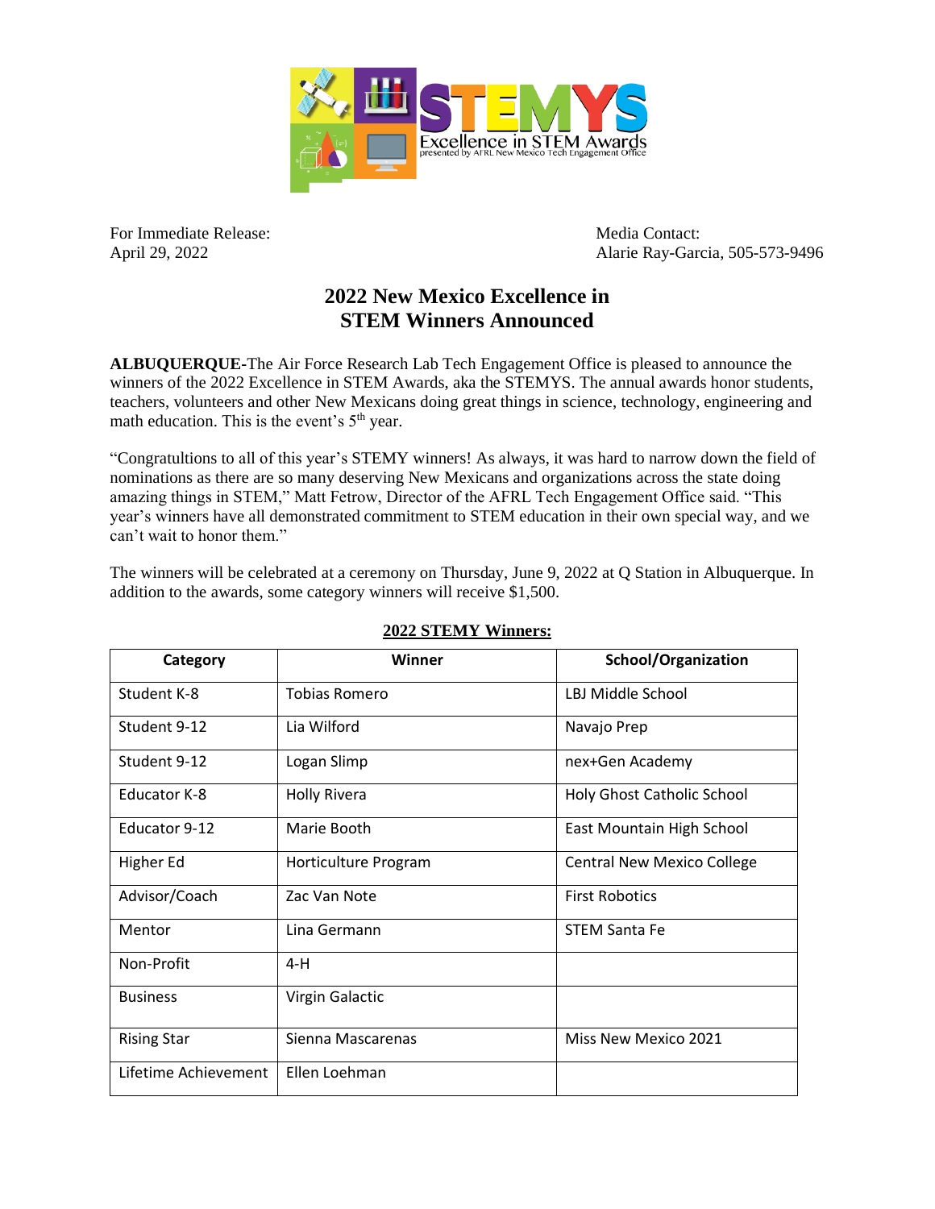For Immediate Release:
April 29, 2022

Media Contact:
Alarie Ray-Garcia, 505-573-9496

# 2022 New Mexico Excellence in STEM Winners Announced

**ALBUQUERQUE-**The Air Force Research Lab Tech Engagement Office is pleased to announce the winners of the 2022 Excellence in STEM Awards, aka the STEMYS. The annual awards honor students, teachers, volunteers and other New Mexicans doing great things in science, technology, engineering and math education. This is the event's 5th year.

"Congratultions to all of this year's STEMY winners! As always, it was hard to narrow down the field of nominations as there are so many deserving New Mexicans and organizations across the state doing amazing things in STEM," Matt Fetrow, Director of the AFRL Tech Engagement Office said. "This year's winners have all demonstrated commitment to STEM education in their own special way, and we can't wait to honor them."

The winners will be celebrated at a ceremony on Thursday, June 9, 2022 at Q Station in Albuquerque. In addition to the awards, some category winners will receive $1,500.

**2022 STEMY Winners:**

| Category | Winner | School/Organization |
|---|---|---|
| Student K-8 | Tobias Romero | LBJ Middle School |
| Student 9-12 | Lia Wilford | Navajo Prep |
| Student 9-12 | Logan Slimp | nex+Gen Academy |
| Educator K-8 | Holly Rivera | Holy Ghost Catholic School |
| Educator 9-12 | Marie Booth | East Mountain High School |
| Higher Ed | Horticulture Program | Central New Mexico College |
| Advisor/Coach | Zac Van Note | First Robotics |
| Mentor | Lina Germann | STEM Santa Fe |
| Non-Profit | 4-H | |
| Business | Virgin Galactic | |
| Rising Star | Sienna Mascarenas | Miss New Mexico 2021 |
| Lifetime Achievement | Ellen Loehman | |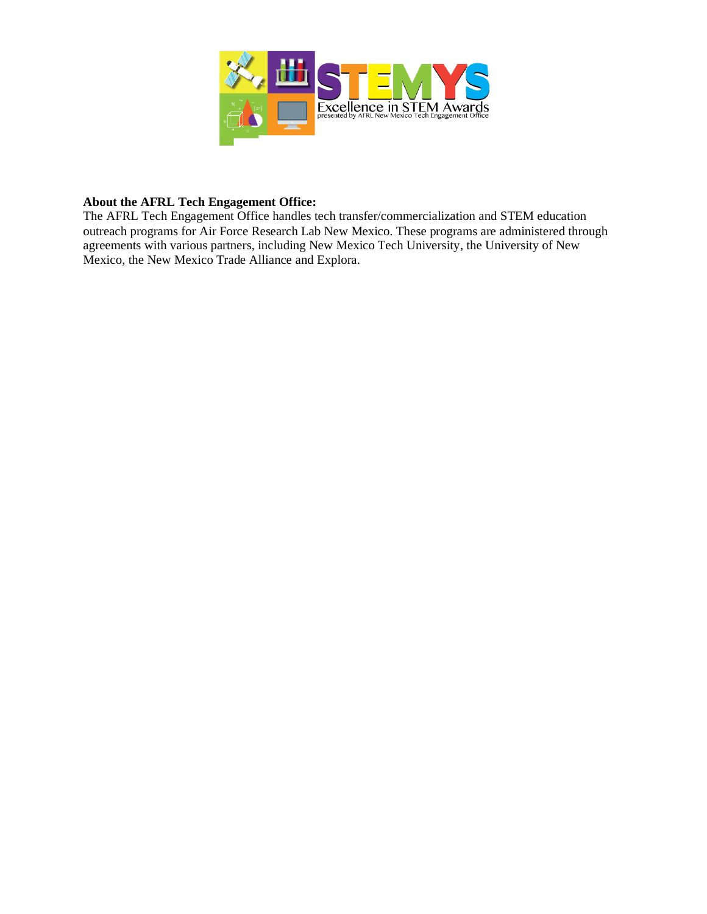**About the AFRL Tech Engagement Office:**
The AFRL Tech Engagement Office handles tech transfer/commercialization and STEM education outreach programs for Air Force Research Lab New Mexico. These programs are administered through agreements with various partners, including New Mexico Tech University, the University of New Mexico, the New Mexico Trade Alliance and Explora.